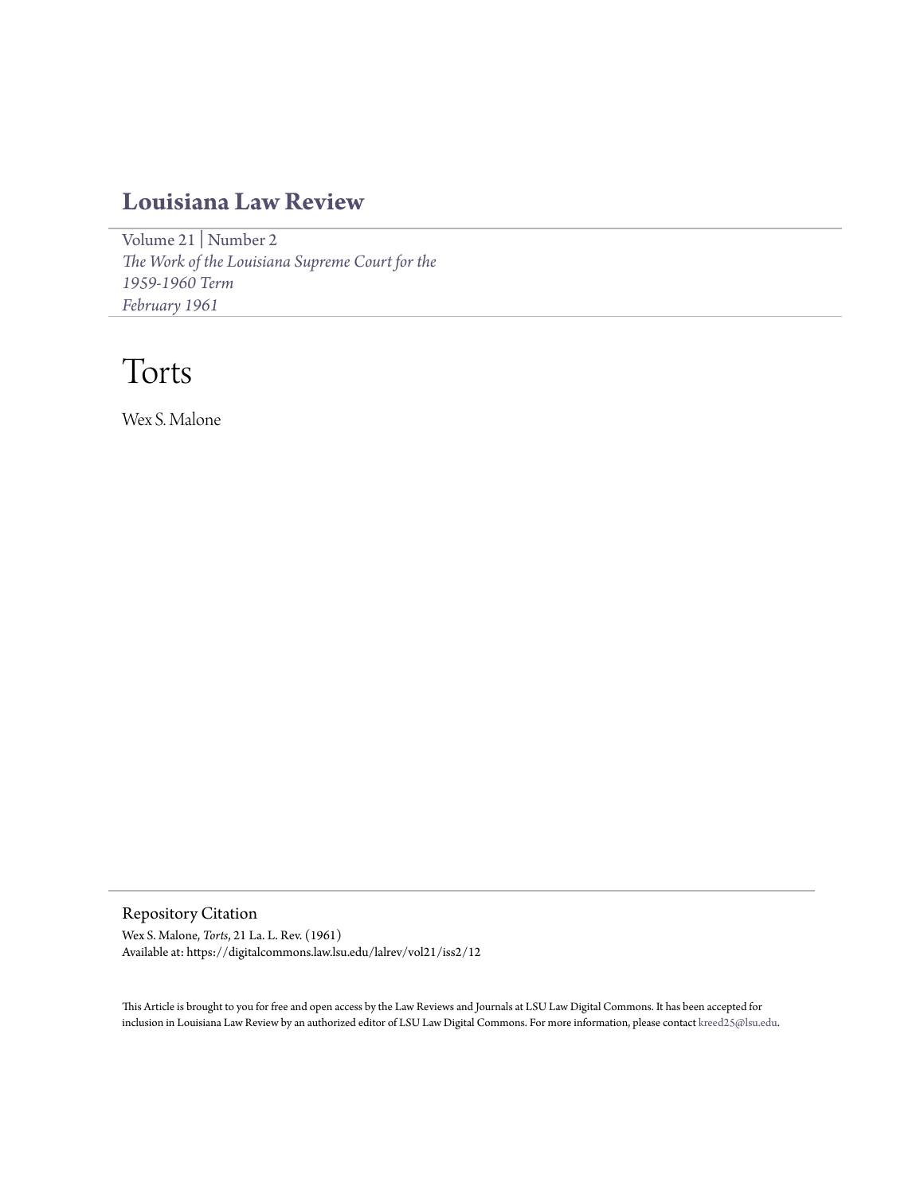# Louisiana Law Review

Volume 21 | Number 2
*The Work of the Louisiana Supreme Court for the 1959-1960 Term*
*February 1961*

# Torts

Wex S. Malone

## Repository Citation

Wex S. Malone, *Torts*, 21 La. L. Rev. (1961)
Available at: https://digitalcommons.law.lsu.edu/lalrev/vol21/iss2/12

This Article is brought to you for free and open access by the Law Reviews and Journals at LSU Law Digital Commons. It has been accepted for inclusion in Louisiana Law Review by an authorized editor of LSU Law Digital Commons. For more information, please contact kreed25@lsu.edu.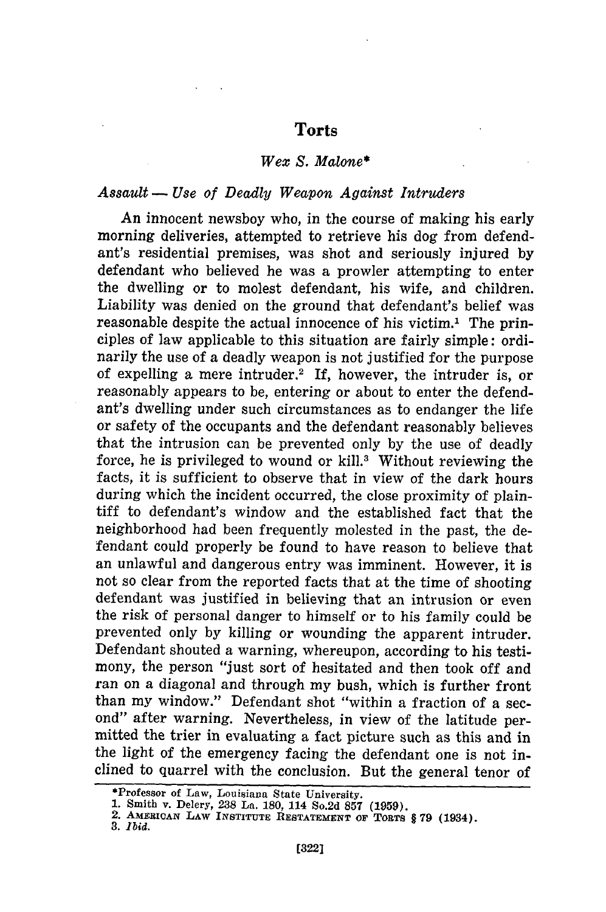# Torts

*Wex S. Malone\**

## *Assault — Use of Deadly Weapon Against Intruders*

An innocent newsboy who, in the course of making his early morning deliveries, attempted to retrieve his dog from defendant's residential premises, was shot and seriously injured by defendant who believed he was a prowler attempting to enter the dwelling or to molest defendant, his wife, and children. Liability was denied on the ground that defendant's belief was reasonable despite the actual innocence of his victim.[1] The principles of law applicable to this situation are fairly simple: ordinarily the use of a deadly weapon is not justified for the purpose of expelling a mere intruder.[2] If, however, the intruder is, or reasonably appears to be, entering or about to enter the defendant's dwelling under such circumstances as to endanger the life or safety of the occupants and the defendant reasonably believes that the intrusion can be prevented only by the use of deadly force, he is privileged to wound or kill.[3] Without reviewing the facts, it is sufficient to observe that in view of the dark hours during which the incident occurred, the close proximity of plaintiff to defendant's window and the established fact that the neighborhood had been frequently molested in the past, the defendant could properly be found to have reason to believe that an unlawful and dangerous entry was imminent. However, it is not so clear from the reported facts that at the time of shooting defendant was justified in believing that an intrusion or even the risk of personal danger to himself or to his family could be prevented only by killing or wounding the apparent intruder. Defendant shouted a warning, whereupon, according to his testimony, the person "just sort of hesitated and then took off and ran on a diagonal and through my bush, which is further front than my window." Defendant shot "within a fraction of a second" after warning. Nevertheless, in view of the latitude permitted the trier in evaluating a fact picture such as this and in the light of the emergency facing the defendant one is not inclined to quarrel with the conclusion. But the general tenor of

---

\*Professor of Law, Louisiana State University.

1. Smith v. Delery, 238 La. 180, 114 So.2d 857 (1959).
2. AMERICAN LAW INSTITUTE RESTATEMENT OF TORTS § 79 (1934).
3. *Ibid.*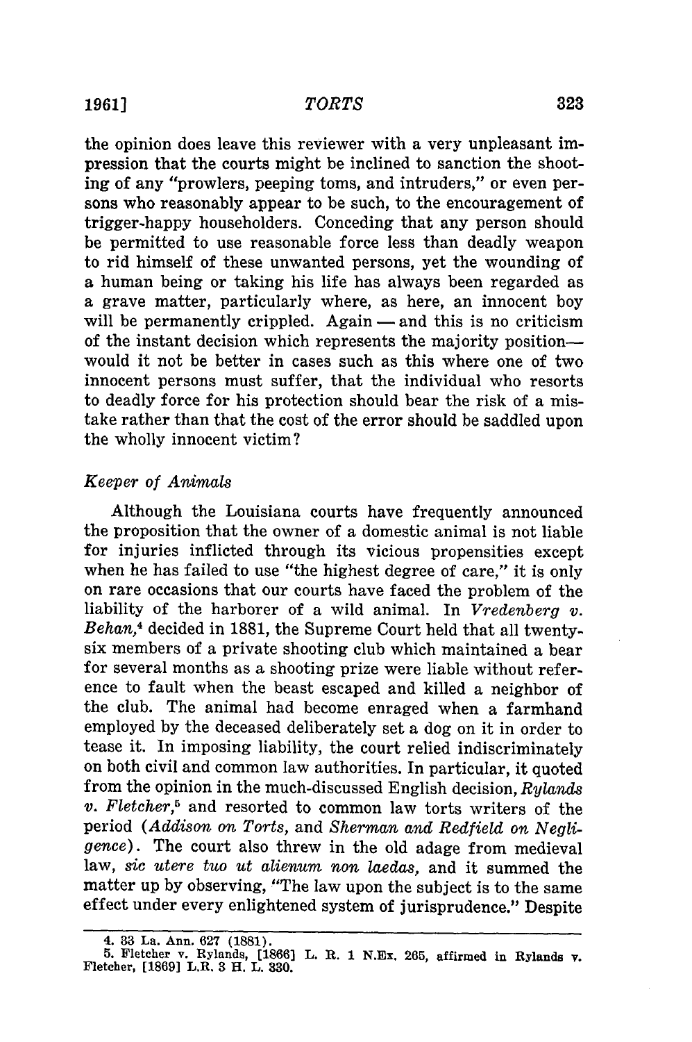the opinion does leave this reviewer with a very unpleasant impression that the courts might be inclined to sanction the shooting of any "prowlers, peeping toms, and intruders," or even persons who reasonably appear to be such, to the encouragement of trigger-happy householders. Conceding that any person should be permitted to use reasonable force less than deadly weapon to rid himself of these unwanted persons, yet the wounding of a human being or taking his life has always been regarded as a grave matter, particularly where, as here, an innocent boy will be permanently crippled. Again — and this is no criticism of the instant decision which represents the majority position— would it not be better in cases such as this where one of two innocent persons must suffer, that the individual who resorts to deadly force for his protection should bear the risk of a mistake rather than that the cost of the error should be saddled upon the wholly innocent victim?

### *Keeper of Animals*

Although the Louisiana courts have frequently announced the proposition that the owner of a domestic animal is not liable for injuries inflicted through its vicious propensities except when he has failed to use "the highest degree of care," it is only on rare occasions that our courts have faced the problem of the liability of the harborer of a wild animal. In *Vredenberg v. Behan*,[4] decided in 1881, the Supreme Court held that all twenty-six members of a private shooting club which maintained a bear for several months as a shooting prize were liable without reference to fault when the beast escaped and killed a neighbor of the club. The animal had become enraged when a farmhand employed by the deceased deliberately set a dog on it in order to tease it. In imposing liability, the court relied indiscriminately on both civil and common law authorities. In particular, it quoted from the opinion in the much-discussed English decision, *Rylands v. Fletcher*,[5] and resorted to common law torts writers of the period (*Addison on Torts*, and *Sherman and Redfield on Negligence*). The court also threw in the old adage from medieval law, *sic utere tuo ut alienum non laedas*, and it summed the matter up by observing, "The law upon the subject is to the same effect under every enlightened system of jurisprudence." Despite

---

4. 33 La. Ann. 627 (1881).

5. Fletcher v. Rylands, [1866] L. R. 1 N.Ex. 265, affirmed in Rylands v. Fletcher, [1869] L.R. 3 H. L. 330.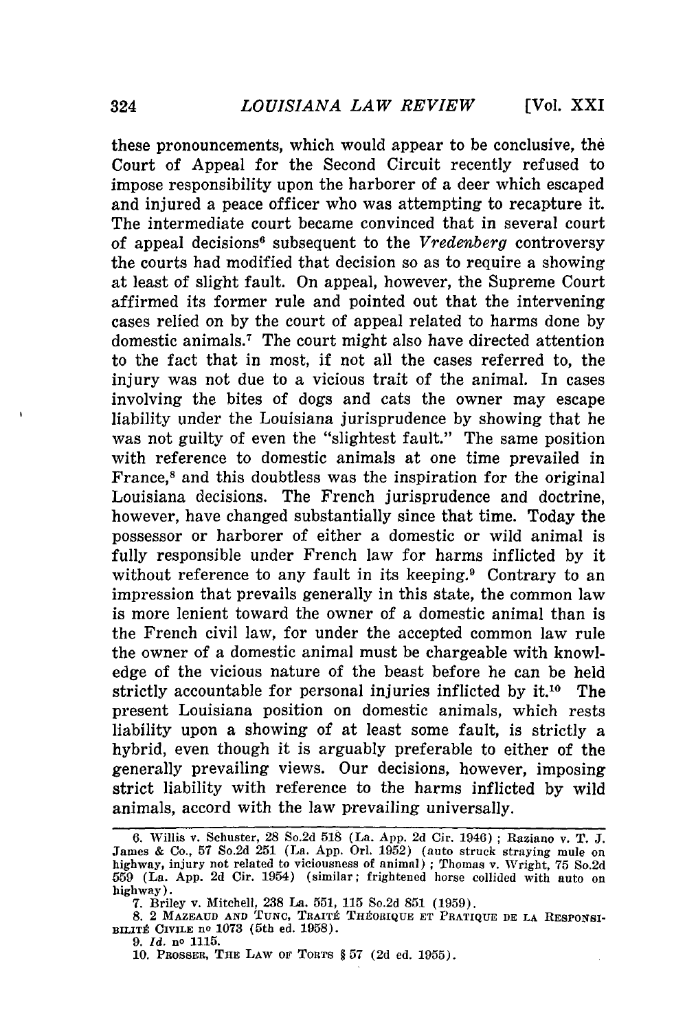these pronouncements, which would appear to be conclusive, the Court of Appeal for the Second Circuit recently refused to impose responsibility upon the harborer of a deer which escaped and injured a peace officer who was attempting to recapture it. The intermediate court became convinced that in several court of appeal decisions[6] subsequent to the *Vredenberg* controversy the courts had modified that decision so as to require a showing at least of slight fault. On appeal, however, the Supreme Court affirmed its former rule and pointed out that the intervening cases relied on by the court of appeal related to harms done by domestic animals.[7] The court might also have directed attention to the fact that in most, if not all the cases referred to, the injury was not due to a vicious trait of the animal. In cases involving the bites of dogs and cats the owner may escape liability under the Louisiana jurisprudence by showing that he was not guilty of even the "slightest fault." The same position with reference to domestic animals at one time prevailed in France,[8] and this doubtless was the inspiration for the original Louisiana decisions. The French jurisprudence and doctrine, however, have changed substantially since that time. Today the possessor or harborer of either a domestic or wild animal is fully responsible under French law for harms inflicted by it without reference to any fault in its keeping.[9] Contrary to an impression that prevails generally in this state, the common law is more lenient toward the owner of a domestic animal than is the French civil law, for under the accepted common law rule the owner of a domestic animal must be chargeable with knowledge of the vicious nature of the beast before he can be held strictly accountable for personal injuries inflicted by it.[10] The present Louisiana position on domestic animals, which rests liability upon a showing of at least some fault, is strictly a hybrid, even though it is arguably preferable to either of the generally prevailing views. Our decisions, however, imposing strict liability with reference to the harms inflicted by wild animals, accord with the law prevailing universally.

---

6. Willis v. Schuster, 28 So.2d 518 (La. App. 2d Cir. 1946); Raziano v. T. J. James & Co., 57 So.2d 251 (La. App. Orl. 1952) (auto struck straying mule on highway, injury not related to viciousness of animal); Thomas v. Wright, 75 So.2d 559 (La. App. 2d Cir. 1954) (similar; frightened horse collided with auto on highway).

7. Briley v. Mitchell, 238 La. 551, 115 So.2d 851 (1959).

8. 2 MAZEAUD AND TUNC, TRAITÉ THÉORIQUE ET PRATIQUE DE LA RESPONSIBILITÉ CIVILE no 1073 (5th ed. 1958).

9. *Id.* no 1115.

10. PROSSER, THE LAW OF TORTS § 57 (2d ed. 1955).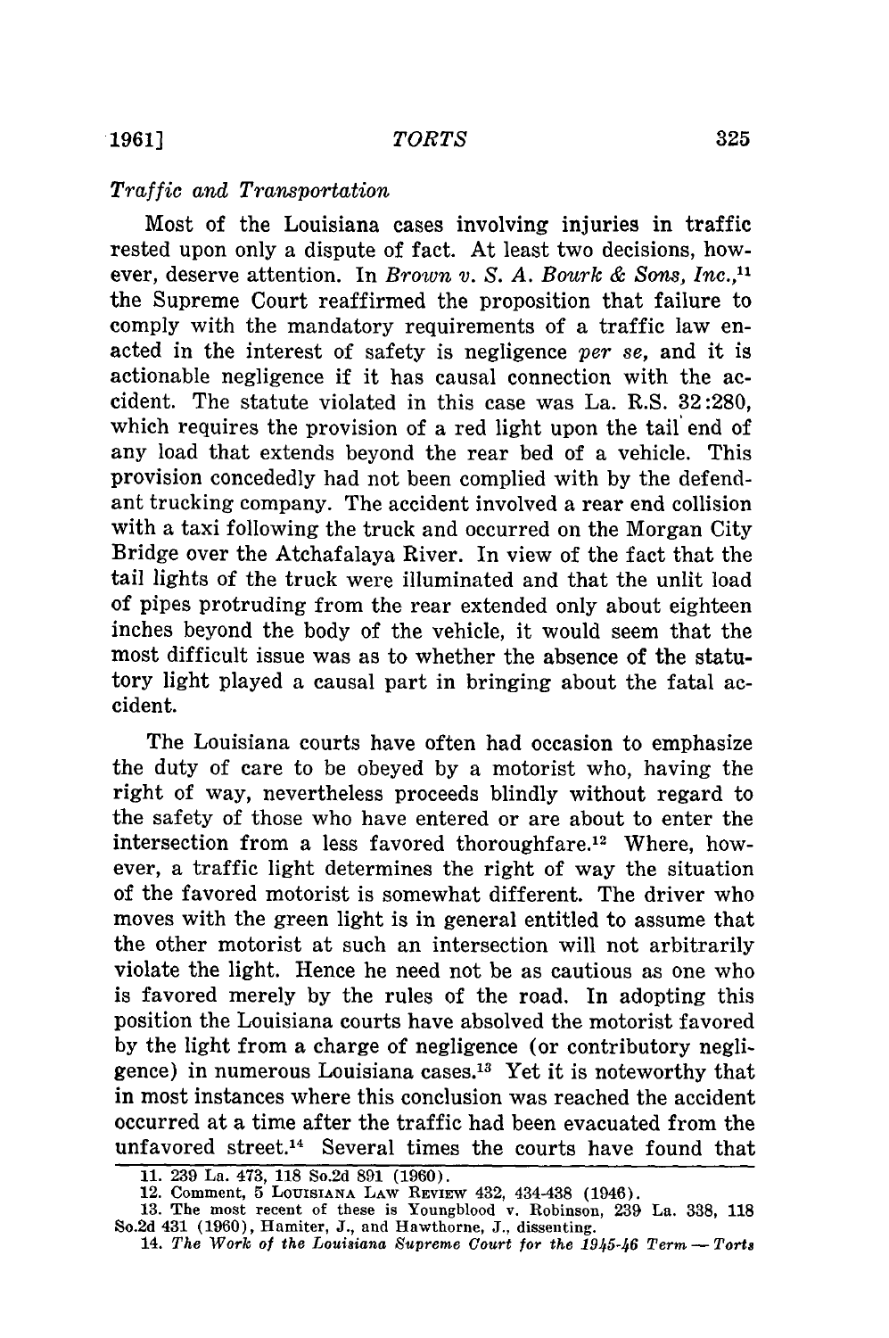*Traffic and Transportation*

Most of the Louisiana cases involving injuries in traffic rested upon only a dispute of fact. At least two decisions, however, deserve attention. In *Brown v. S. A. Bourk & Sons, Inc.*,[11] the Supreme Court reaffirmed the proposition that failure to comply with the mandatory requirements of a traffic law enacted in the interest of safety is negligence *per se*, and it is actionable negligence if it has causal connection with the accident. The statute violated in this case was La. R.S. 32:280, which requires the provision of a red light upon the tail end of any load that extends beyond the rear bed of a vehicle. This provision concededly had not been complied with by the defendant trucking company. The accident involved a rear end collision with a taxi following the truck and occurred on the Morgan City Bridge over the Atchafalaya River. In view of the fact that the tail lights of the truck were illuminated and that the unlit load of pipes protruding from the rear extended only about eighteen inches beyond the body of the vehicle, it would seem that the most difficult issue was as to whether the absence of the statutory light played a causal part in bringing about the fatal accident.

The Louisiana courts have often had occasion to emphasize the duty of care to be obeyed by a motorist who, having the right of way, nevertheless proceeds blindly without regard to the safety of those who have entered or are about to enter the intersection from a less favored thoroughfare.[12] Where, however, a traffic light determines the right of way the situation of the favored motorist is somewhat different. The driver who moves with the green light is in general entitled to assume that the other motorist at such an intersection will not arbitrarily violate the light. Hence he need not be as cautious as one who is favored merely by the rules of the road. In adopting this position the Louisiana courts have absolved the motorist favored by the light from a charge of negligence (or contributory negligence) in numerous Louisiana cases.[13] Yet it is noteworthy that in most instances where this conclusion was reached the accident occurred at a time after the traffic had been evacuated from the unfavored street.[14] Several times the courts have found that

---

11. 239 La. 473, 118 So.2d 891 (1960).

12. Comment, 5 LOUISIANA LAW REVIEW 432, 434-438 (1946).

13. The most recent of these is Youngblood v. Robinson, 239 La. 338, 118 So.2d 431 (1960), Hamiter, J., and Hawthorne, J., dissenting.

14. *The Work of the Louisiana Supreme Court for the 1945-46 Term — Torts*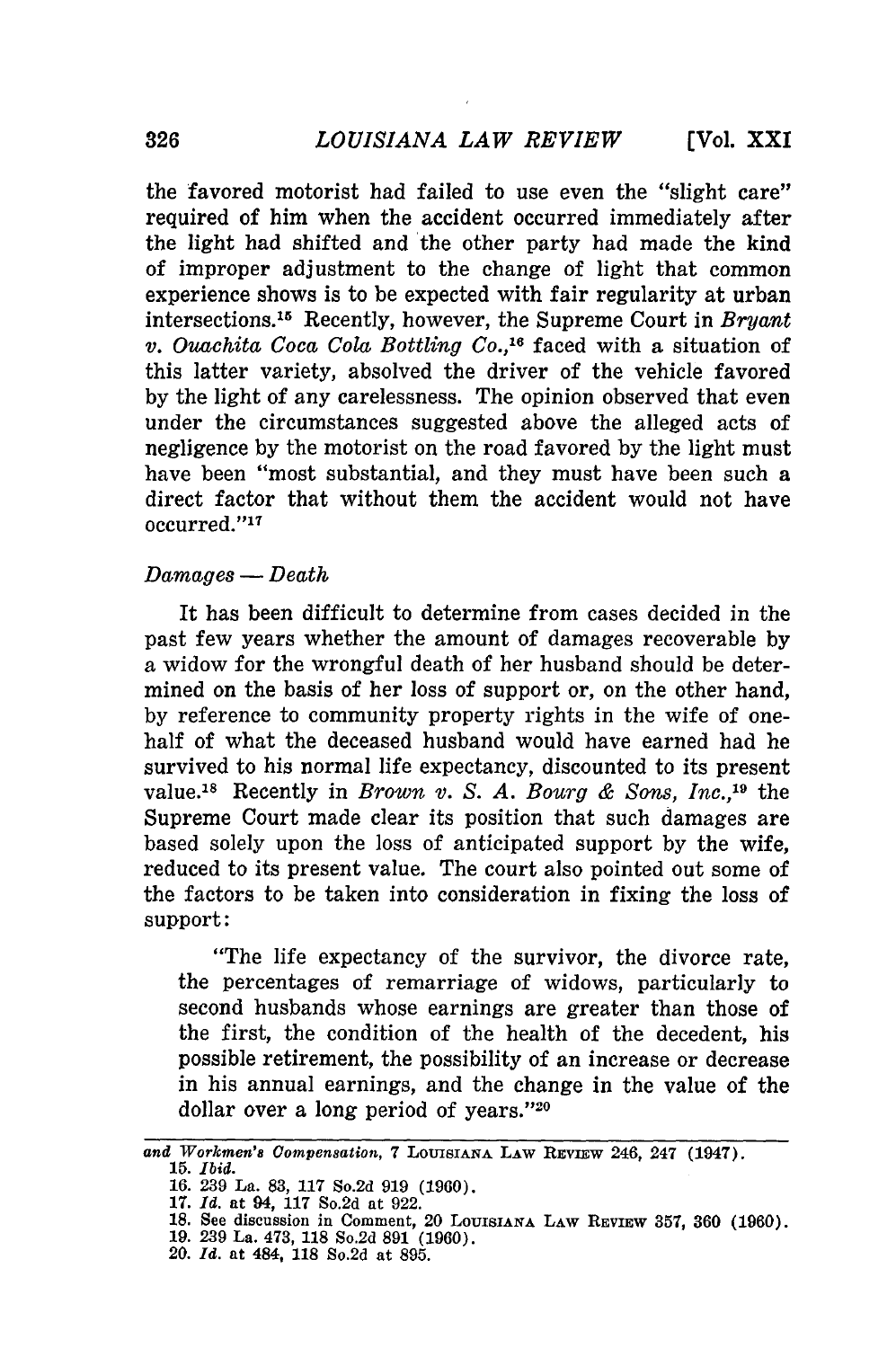the favored motorist had failed to use even the "slight care" required of him when the accident occurred immediately after the light had shifted and the other party had made the kind of improper adjustment to the change of light that common experience shows is to be expected with fair regularity at urban intersections.[15] Recently, however, the Supreme Court in *Bryant v. Ouachita Coca Cola Bottling Co.*,[16] faced with a situation of this latter variety, absolved the driver of the vehicle favored by the light of any carelessness. The opinion observed that even under the circumstances suggested above the alleged acts of negligence by the motorist on the road favored by the light must have been "most substantial, and they must have been such a direct factor that without them the accident would not have occurred."[17]

*Damages — Death*

It has been difficult to determine from cases decided in the past few years whether the amount of damages recoverable by a widow for the wrongful death of her husband should be determined on the basis of her loss of support or, on the other hand, by reference to community property rights in the wife of one-half of what the deceased husband would have earned had he survived to his normal life expectancy, discounted to its present value.[18] Recently in *Brown v. S. A. Bourg & Sons, Inc.*,[19] the Supreme Court made clear its position that such damages are based solely upon the loss of anticipated support by the wife, reduced to its present value. The court also pointed out some of the factors to be taken into consideration in fixing the loss of support:

> "The life expectancy of the survivor, the divorce rate, the percentages of remarriage of widows, particularly to second husbands whose earnings are greater than those of the first, the condition of the health of the decedent, his possible retirement, the possibility of an increase or decrease in his annual earnings, and the change in the value of the dollar over a long period of years."[20]

---

*and Workmen's Compensation*, 7 LOUISIANA LAW REVIEW 246, 247 (1947).

15. *Ibid.*
16. 239 La. 83, 117 So.2d 919 (1960).
17. *Id.* at 94, 117 So.2d at 922.
18. See discussion in Comment, 20 LOUISIANA LAW REVIEW 357, 360 (1960).
19. 239 La. 473, 118 So.2d 891 (1960).
20. *Id.* at 484, 118 So.2d at 895.